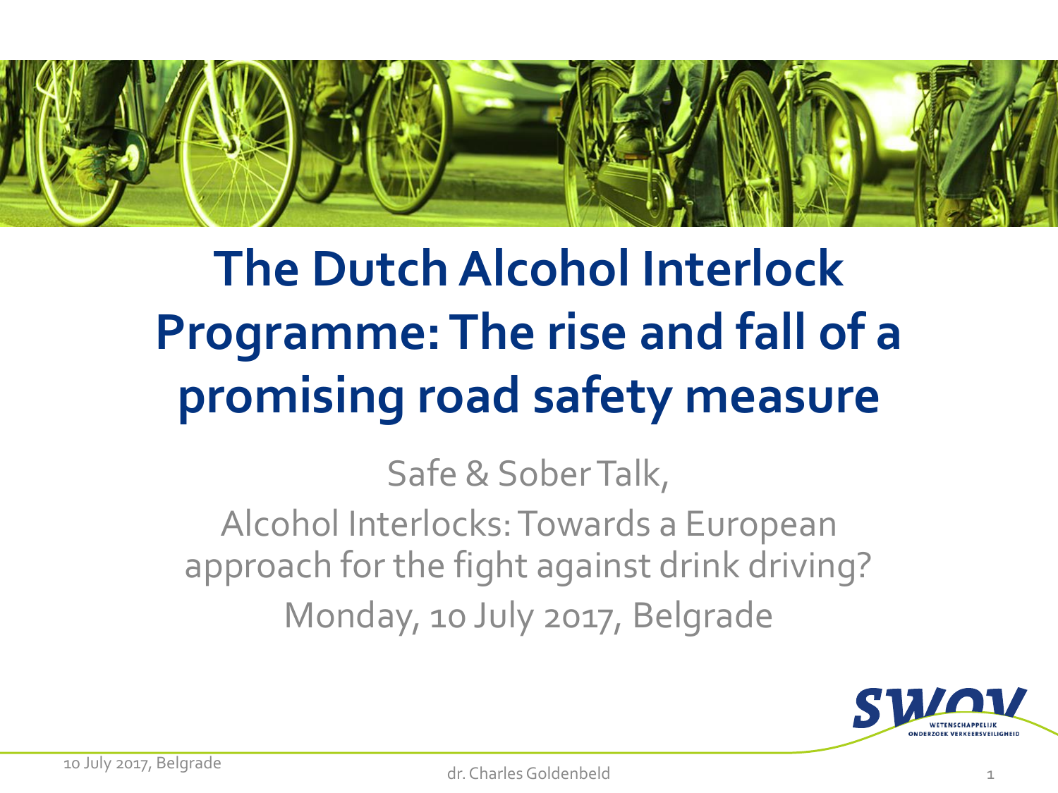# The Dutch Alcohol Interlock Programme: The rise and fall of a promising road safety measure

Safe & Sober Talk,

Alcohol Interlocks: Towards a European approach for the fight against drink driving?

Monday, 10 July 2017, Belgrade

dr. Charles Goldenbeld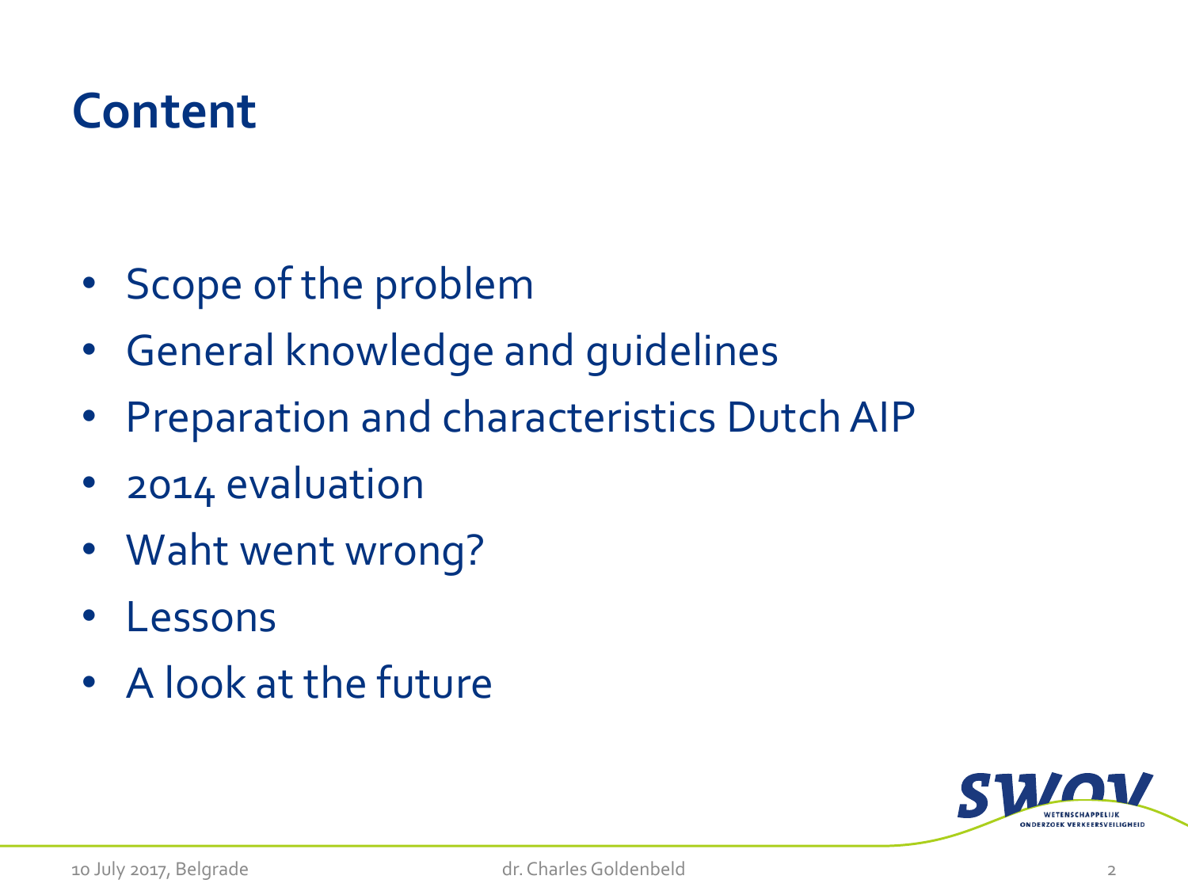# Content

- Scope of the problem
- General knowledge and guidelines
- Preparation and characteristics Dutch AIP
- 2014 evaluation
- Waht went wrong?
- Lessons
- A look at the future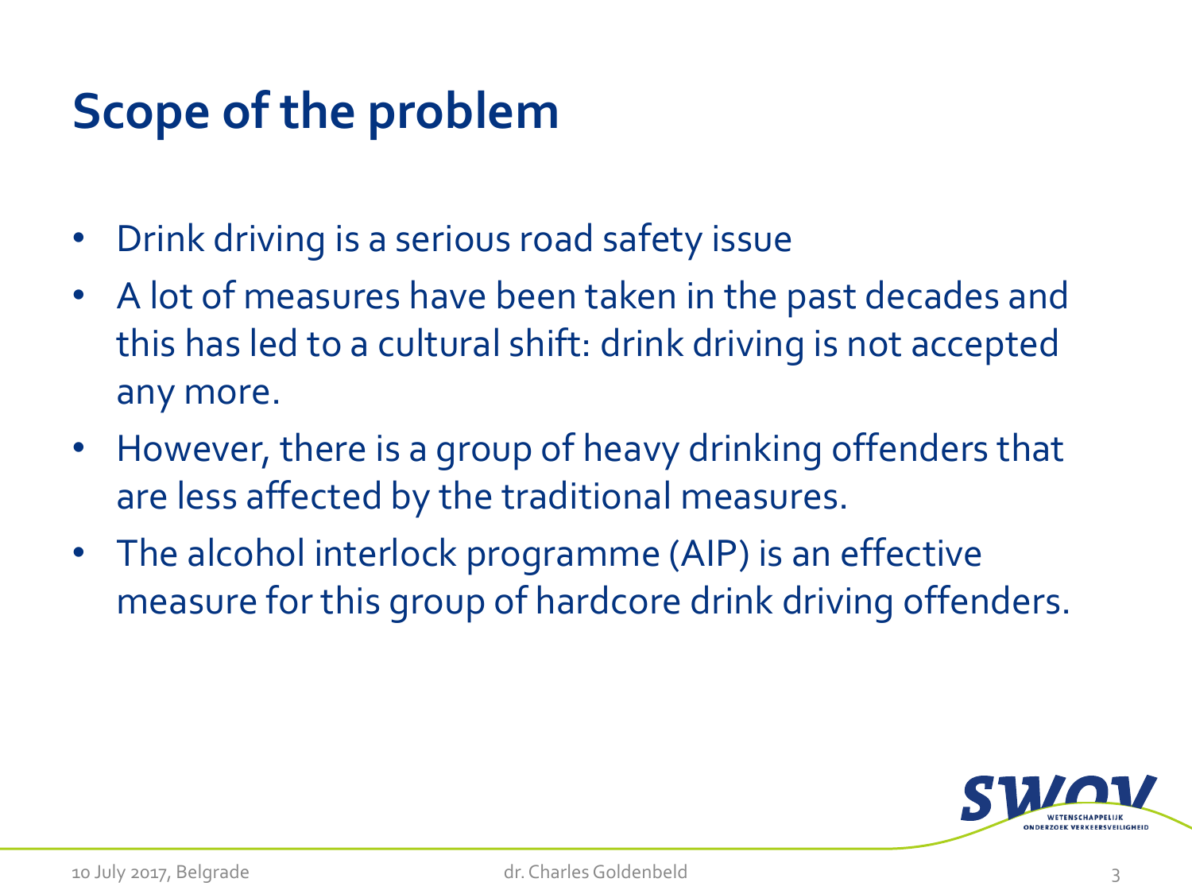# Scope of the problem

- Drink driving is a serious road safety issue
- A lot of measures have been taken in the past decades and this has led to a cultural shift: drink driving is not accepted any more.
- However, there is a group of heavy drinking offenders that are less affected by the traditional measures.
- The alcohol interlock programme (AIP) is an effective measure for this group of hardcore drink driving offenders.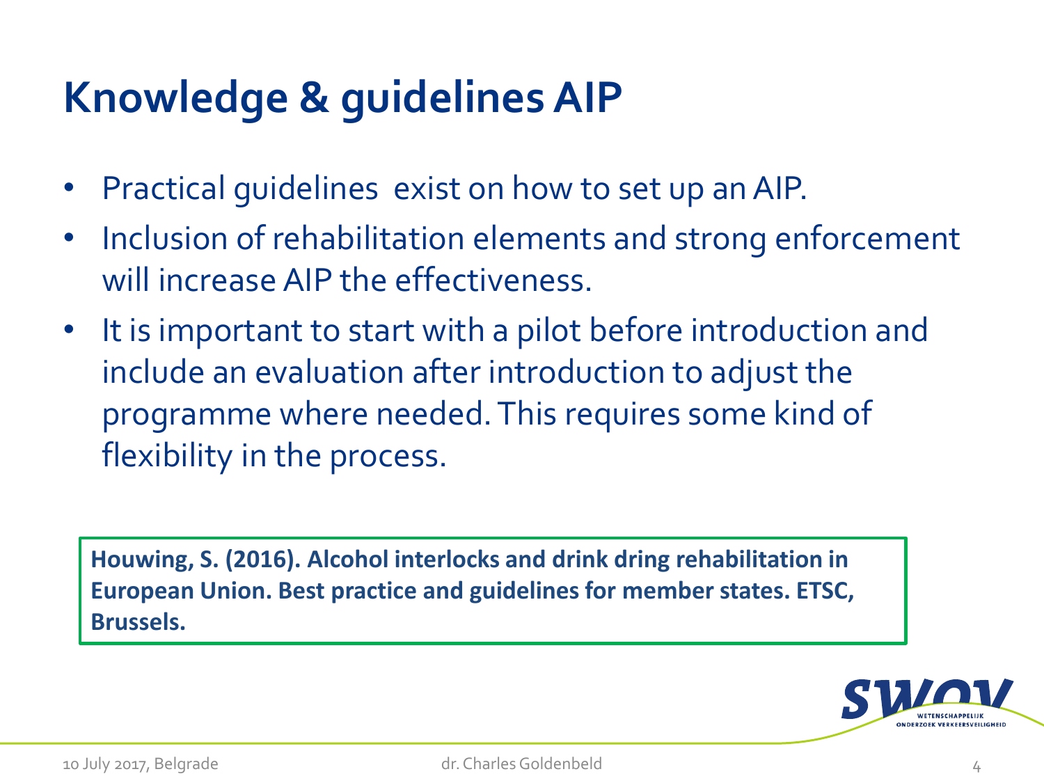# Knowledge & guidelines AIP

- Practical guidelines exist on how to set up an AIP.
- Inclusion of rehabilitation elements and strong enforcement will increase AIP the effectiveness.
- It is important to start with a pilot before introduction and include an evaluation after introduction to adjust the programme where needed. This requires some kind of flexibility in the process.

**Houwing, S. (2016). Alcohol interlocks and drink dring rehabilitation in European Union. Best practice and guidelines for member states. ETSC, Brussels.**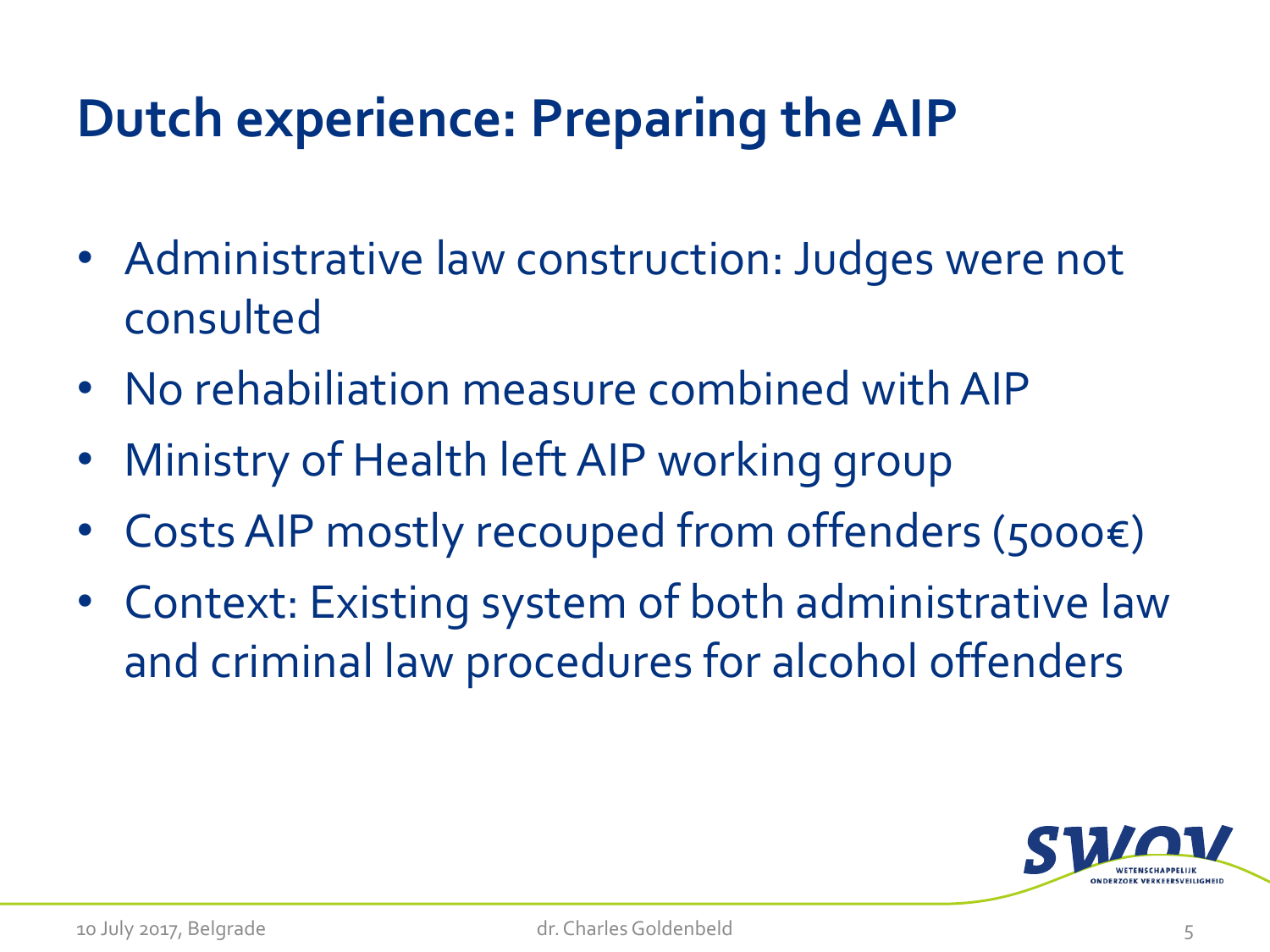# Dutch experience: Preparing the AIP

- Administrative law construction: Judges were not consulted
- No rehabiliation measure combined with AIP
- Ministry of Health left AIP working group
- Costs AIP mostly recouped from offenders (5000€)
- Context: Existing system of both administrative law and criminal law procedures for alcohol offenders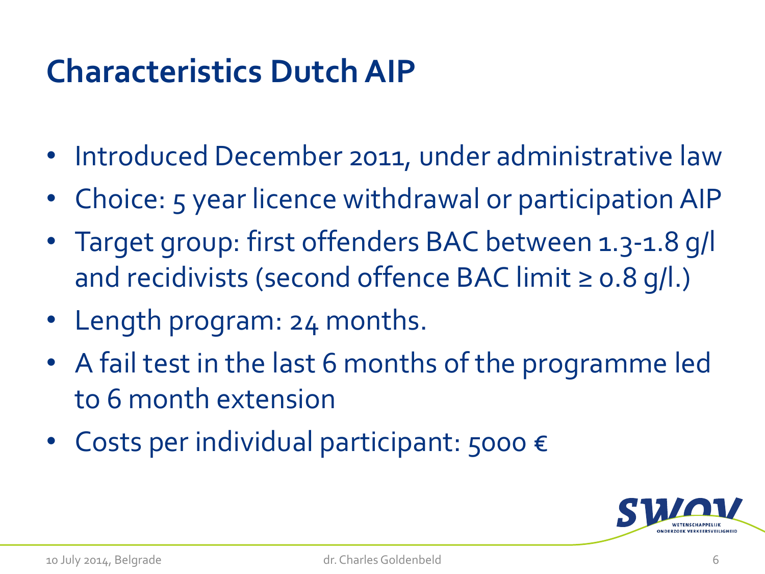# Characteristics Dutch AIP

- Introduced December 2011, under administrative law
- Choice: 5 year licence withdrawal or participation AIP
- Target group: first offenders BAC between 1.3-1.8 g/l and recidivists (second offence BAC limit ≥ 0.8 g/l.)
- Length program: 24 months.
- A fail test in the last 6 months of the programme led to 6 month extension
- Costs per individual participant: 5000 €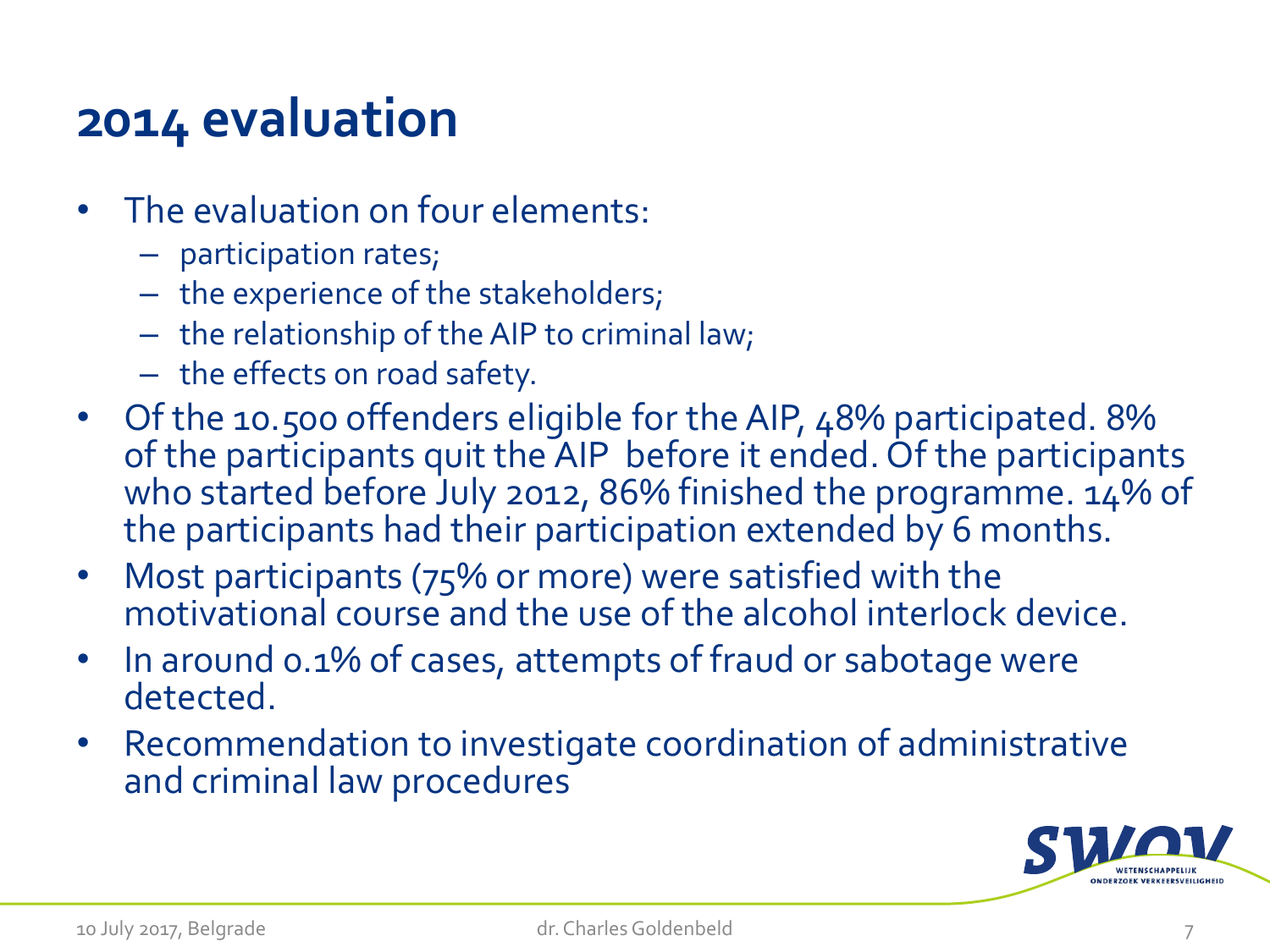# 2014 evaluation

- The evaluation on four elements:
  - participation rates;
  - the experience of the stakeholders;
  - the relationship of the AIP to criminal law;
  - the effects on road safety.
- Of the 10.500 offenders eligible for the AIP, 48% participated. 8% of the participants quit the AIP before it ended. Of the participants who started before July 2012, 86% finished the programme. 14% of the participants had their participation extended by 6 months.
- Most participants (75% or more) were satisfied with the motivational course and the use of the alcohol interlock device.
- In around 0.1% of cases, attempts of fraud or sabotage were detected.
- Recommendation to investigate coordination of administrative and criminal law procedures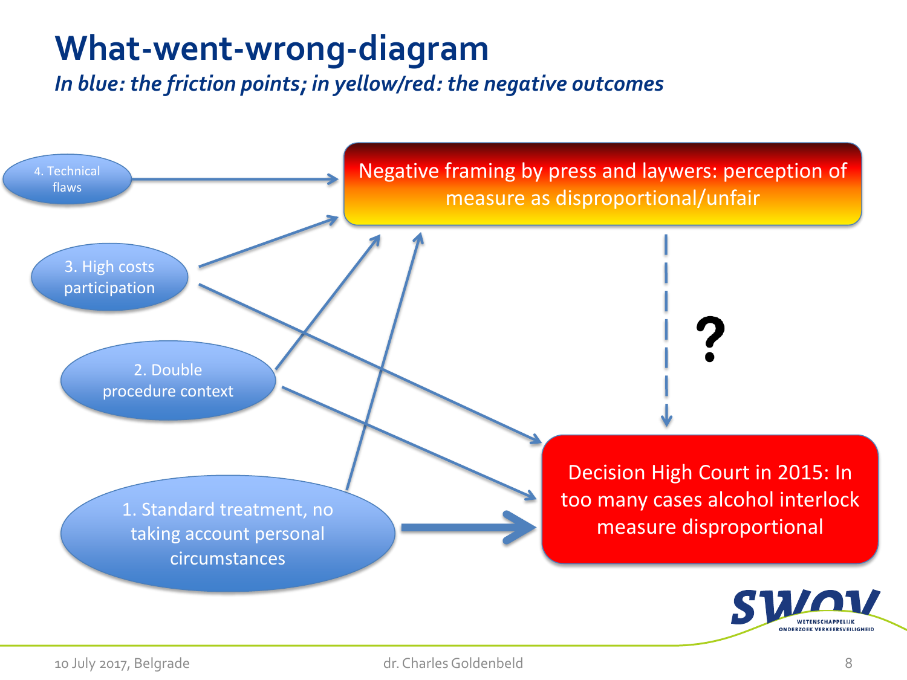# What-went-wrong-diagram

*In blue: the friction points; in yellow/red: the negative outcomes*

4. Technical flaws

3. High costs participation

2. Double procedure context

1. Standard treatment, no taking account personal circumstances

Negative framing by press and laywers: perception of measure as disproportional/unfair

?

Decision High Court in 2015: In too many cases alcohol interlock measure disproportional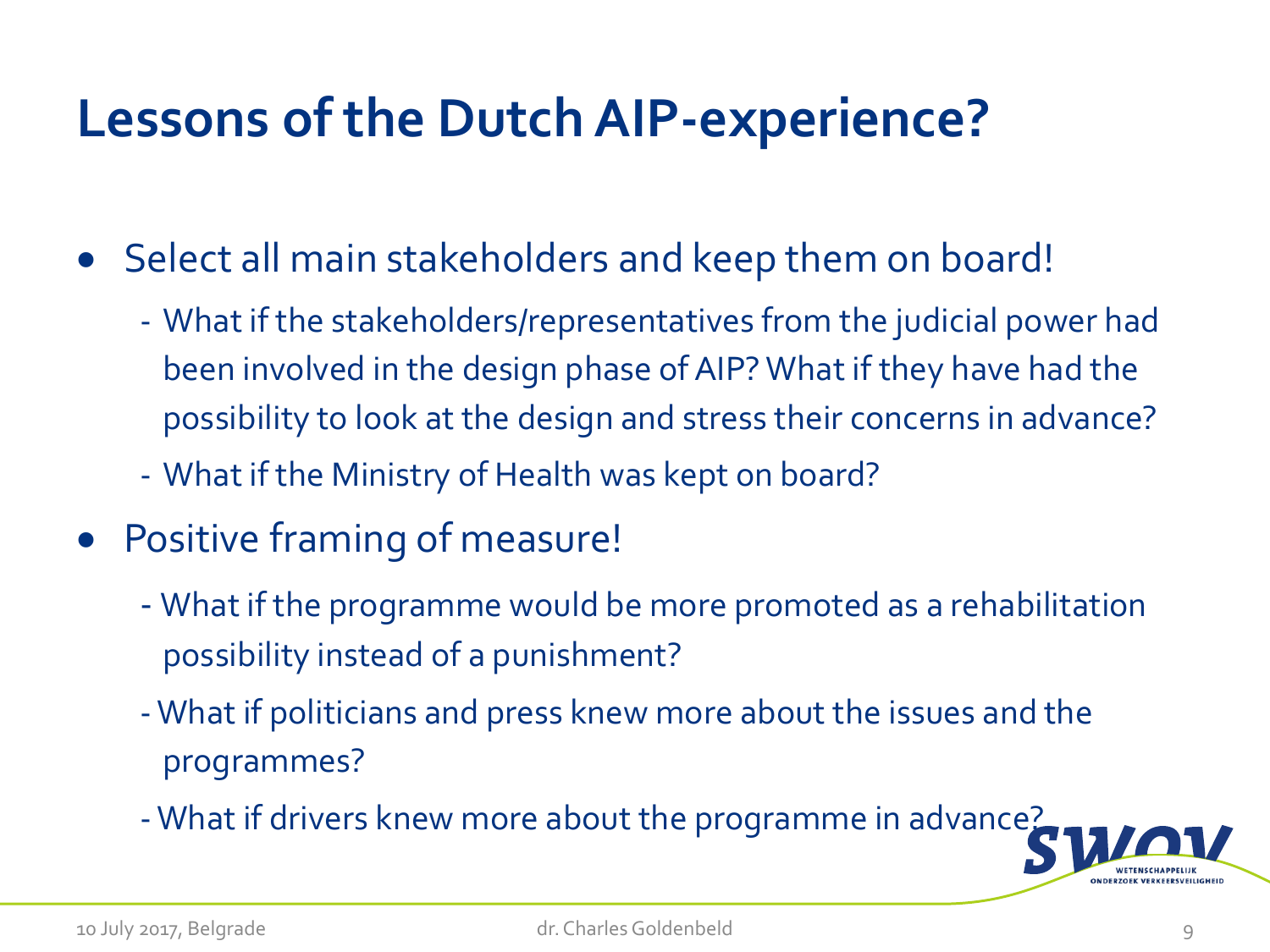# Lessons of the Dutch AIP-experience?

- Select all main stakeholders and keep them on board!
  - What if the stakeholders/representatives from the judicial power had been involved in the design phase of AIP? What if they have had the possibility to look at the design and stress their concerns in advance?
  - What if the Ministry of Health was kept on board?
- Positive framing of measure!
  - What if the programme would be more promoted as a rehabilitation possibility instead of a punishment?
  - What if politicians and press knew more about the issues and the programmes?
  - What if drivers knew more about the programme in advance?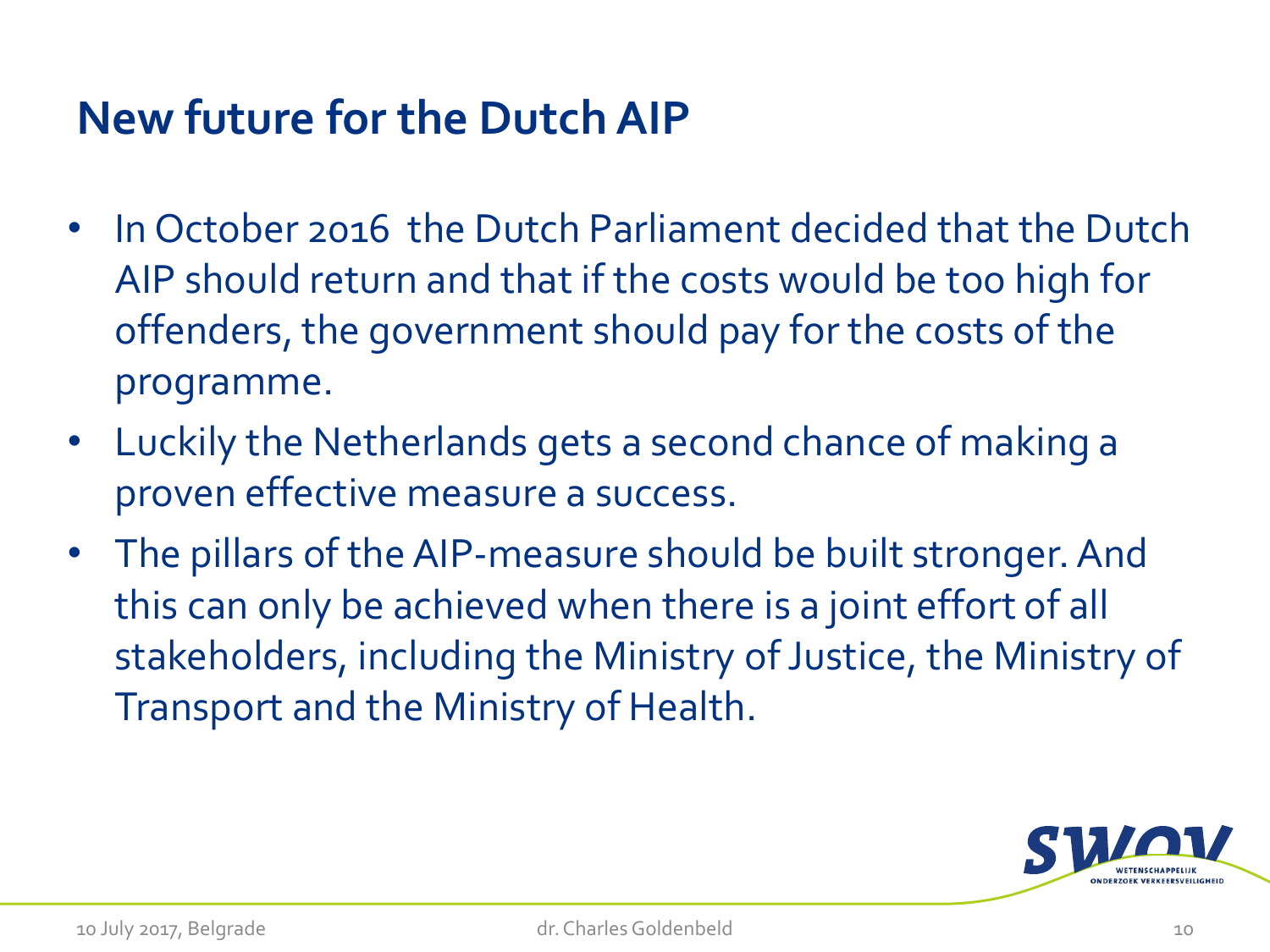## New future for the Dutch AIP

- In October 2016 the Dutch Parliament decided that the Dutch AIP should return and that if the costs would be too high for offenders, the government should pay for the costs of the programme.
- Luckily the Netherlands gets a second chance of making a proven effective measure a success.
- The pillars of the AIP-measure should be built stronger. And this can only be achieved when there is a joint effort of all stakeholders, including the Ministry of Justice, the Ministry of Transport and the Ministry of Health.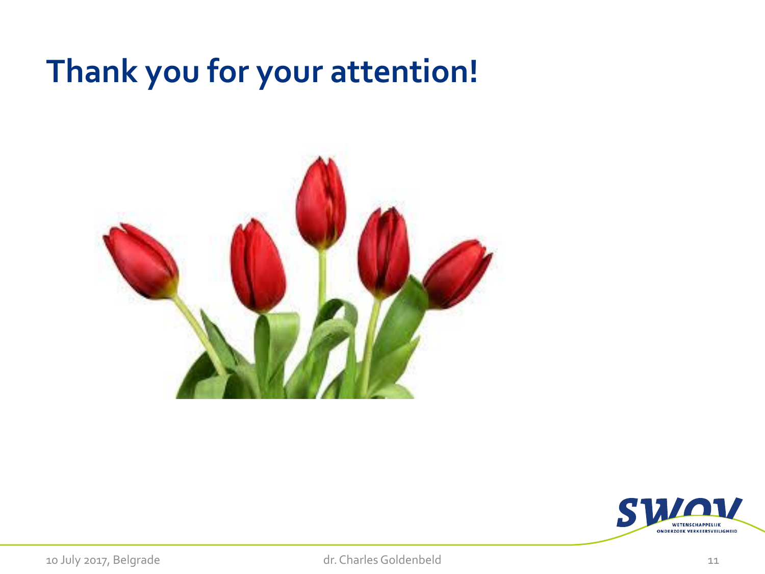# Thank you for your attention!